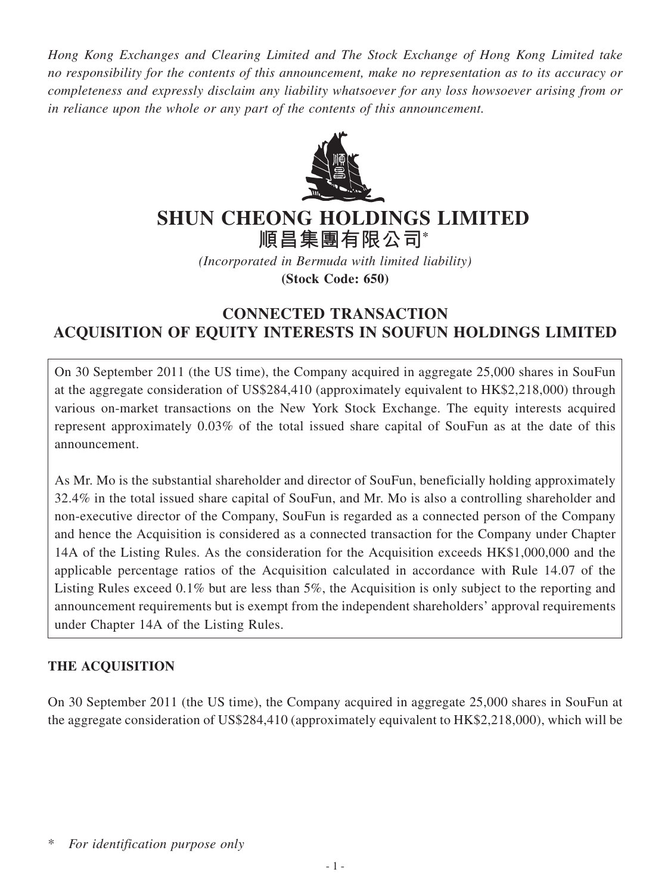*Hong Kong Exchanges and Clearing Limited and The Stock Exchange of Hong Kong Limited take no responsibility for the contents of this announcement, make no representation as to its accuracy or completeness and expressly disclaim any liability whatsoever for any loss howsoever arising from or in reliance upon the whole or any part of the contents of this announcement.*

# SHUN CHEONG HOLDINGS LIMITED
# 順昌集團有限公司*

*(Incorporated in Bermuda with limited liability)*
**(Stock Code: 650)**

## CONNECTED TRANSACTION
## ACQUISITION OF EQUITY INTERESTS IN SOUFUN HOLDINGS LIMITED

On 30 September 2011 (the US time), the Company acquired in aggregate 25,000 shares in SouFun at the aggregate consideration of US$284,410 (approximately equivalent to HK$2,218,000) through various on-market transactions on the New York Stock Exchange. The equity interests acquired represent approximately 0.03% of the total issued share capital of SouFun as at the date of this announcement.

As Mr. Mo is the substantial shareholder and director of SouFun, beneficially holding approximately 32.4% in the total issued share capital of SouFun, and Mr. Mo is also a controlling shareholder and non-executive director of the Company, SouFun is regarded as a connected person of the Company and hence the Acquisition is considered as a connected transaction for the Company under Chapter 14A of the Listing Rules. As the consideration for the Acquisition exceeds HK$1,000,000 and the applicable percentage ratios of the Acquisition calculated in accordance with Rule 14.07 of the Listing Rules exceed 0.1% but are less than 5%, the Acquisition is only subject to the reporting and announcement requirements but is exempt from the independent shareholders' approval requirements under Chapter 14A of the Listing Rules.

**THE ACQUISITION**

On 30 September 2011 (the US time), the Company acquired in aggregate 25,000 shares in SouFun at the aggregate consideration of US$284,410 (approximately equivalent to HK$2,218,000), which will be

\* *For identification purpose only*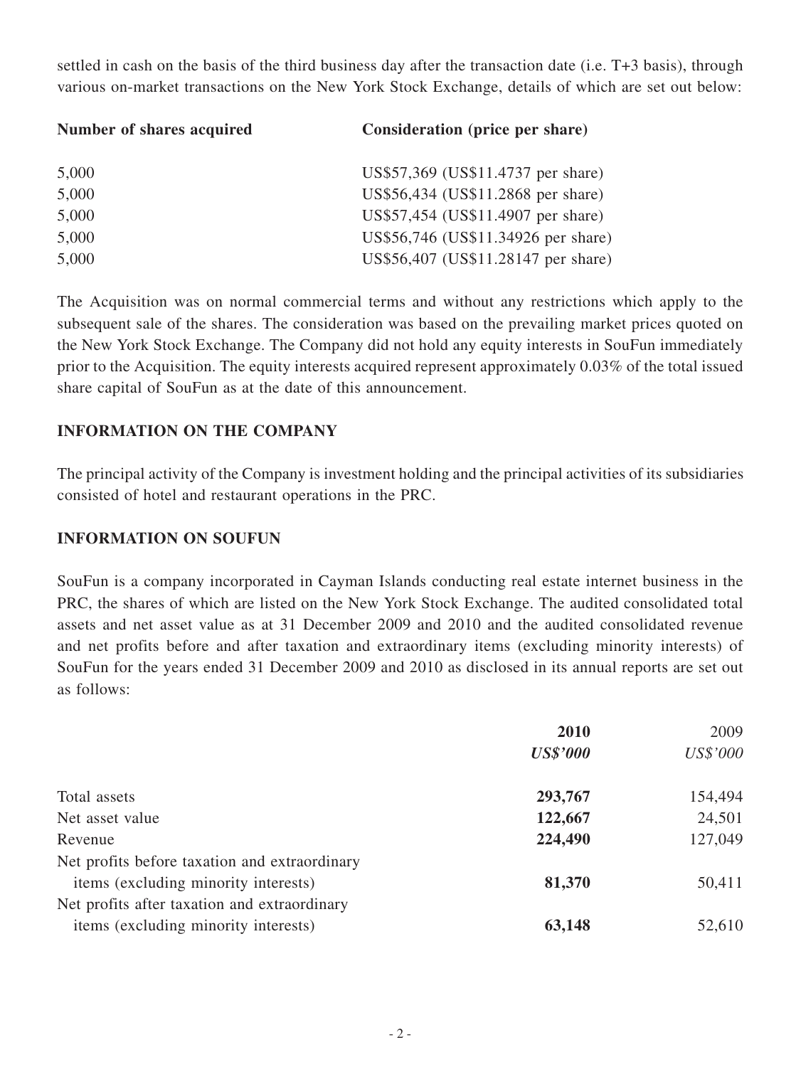settled in cash on the basis of the third business day after the transaction date (i.e. T+3 basis), through various on-market transactions on the New York Stock Exchange, details of which are set out below:

| Number of shares acquired | Consideration (price per share) |
|---|---|
| 5,000 | US$57,369 (US$11.4737 per share) |
| 5,000 | US$56,434 (US$11.2868 per share) |
| 5,000 | US$57,454 (US$11.4907 per share) |
| 5,000 | US$56,746 (US$11.34926 per share) |
| 5,000 | US$56,407 (US$11.28147 per share) |

The Acquisition was on normal commercial terms and without any restrictions which apply to the subsequent sale of the shares. The consideration was based on the prevailing market prices quoted on the New York Stock Exchange. The Company did not hold any equity interests in SouFun immediately prior to the Acquisition. The equity interests acquired represent approximately 0.03% of the total issued share capital of SouFun as at the date of this announcement.

## INFORMATION ON THE COMPANY

The principal activity of the Company is investment holding and the principal activities of its subsidiaries consisted of hotel and restaurant operations in the PRC.

## INFORMATION ON SOUFUN

SouFun is a company incorporated in Cayman Islands conducting real estate internet business in the PRC, the shares of which are listed on the New York Stock Exchange. The audited consolidated total assets and net asset value as at 31 December 2009 and 2010 and the audited consolidated revenue and net profits before and after taxation and extraordinary items (excluding minority interests) of SouFun for the years ended 31 December 2009 and 2010 as disclosed in its annual reports are set out as follows:

| | **2010** | 2009 |
|---|---|---|
| | ***US$'000*** | *US$'000* |
| Total assets | **293,767** | 154,494 |
| Net asset value | **122,667** | 24,501 |
| Revenue | **224,490** | 127,049 |
| Net profits before taxation and extraordinary items (excluding minority interests) | **81,370** | 50,411 |
| Net profits after taxation and extraordinary items (excluding minority interests) | **63,148** | 52,610 |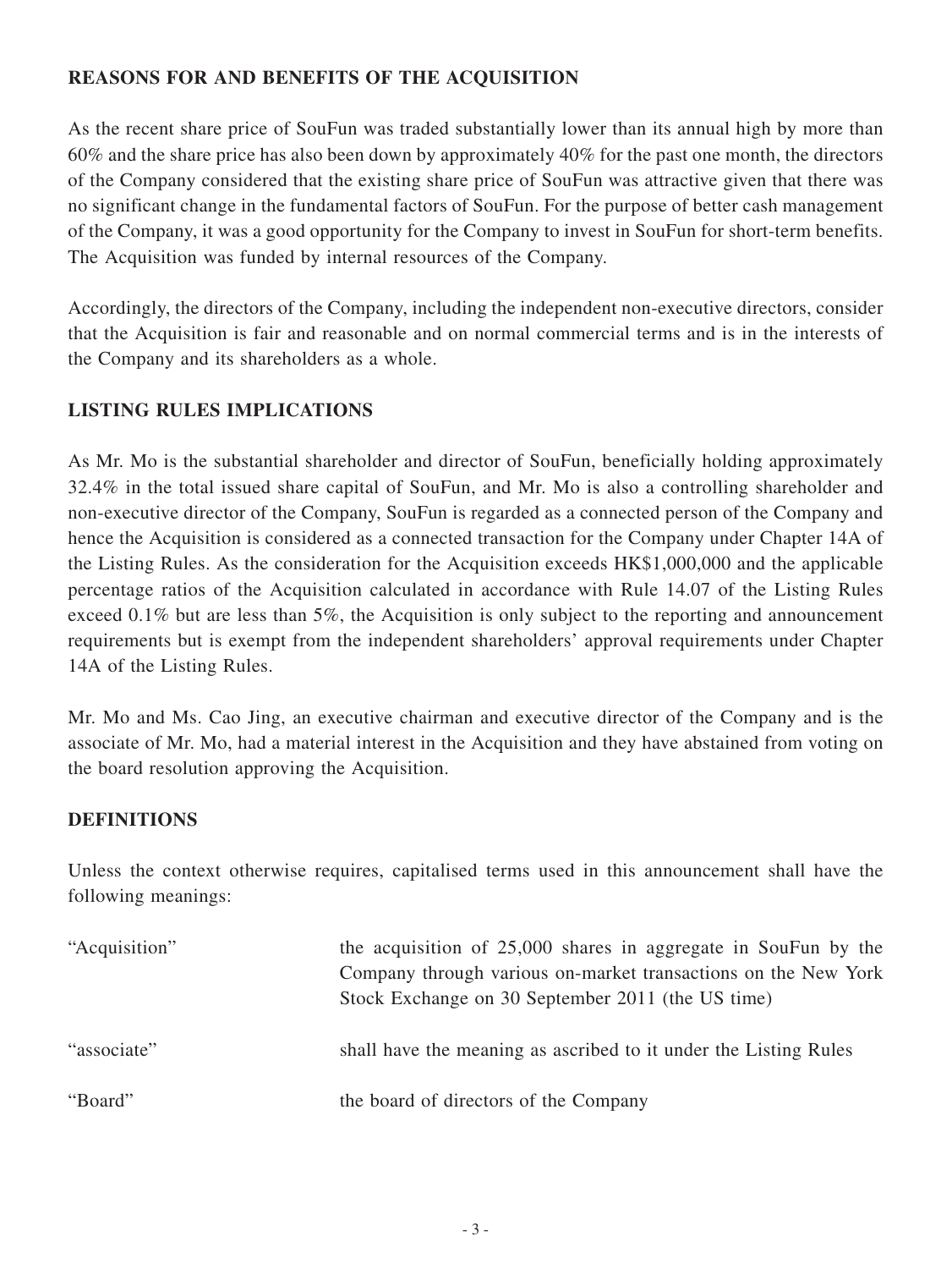## REASONS FOR AND BENEFITS OF THE ACQUISITION

As the recent share price of SouFun was traded substantially lower than its annual high by more than 60% and the share price has also been down by approximately 40% for the past one month, the directors of the Company considered that the existing share price of SouFun was attractive given that there was no significant change in the fundamental factors of SouFun. For the purpose of better cash management of the Company, it was a good opportunity for the Company to invest in SouFun for short-term benefits. The Acquisition was funded by internal resources of the Company.

Accordingly, the directors of the Company, including the independent non-executive directors, consider that the Acquisition is fair and reasonable and on normal commercial terms and is in the interests of the Company and its shareholders as a whole.

## LISTING RULES IMPLICATIONS

As Mr. Mo is the substantial shareholder and director of SouFun, beneficially holding approximately 32.4% in the total issued share capital of SouFun, and Mr. Mo is also a controlling shareholder and non-executive director of the Company, SouFun is regarded as a connected person of the Company and hence the Acquisition is considered as a connected transaction for the Company under Chapter 14A of the Listing Rules. As the consideration for the Acquisition exceeds HK$1,000,000 and the applicable percentage ratios of the Acquisition calculated in accordance with Rule 14.07 of the Listing Rules exceed 0.1% but are less than 5%, the Acquisition is only subject to the reporting and announcement requirements but is exempt from the independent shareholders' approval requirements under Chapter 14A of the Listing Rules.

Mr. Mo and Ms. Cao Jing, an executive chairman and executive director of the Company and is the associate of Mr. Mo, had a material interest in the Acquisition and they have abstained from voting on the board resolution approving the Acquisition.

## DEFINITIONS

Unless the context otherwise requires, capitalised terms used in this announcement shall have the following meanings:

| | |
|---|---|
| "Acquisition" | the acquisition of 25,000 shares in aggregate in SouFun by the Company through various on-market transactions on the New York Stock Exchange on 30 September 2011 (the US time) |
| "associate" | shall have the meaning as ascribed to it under the Listing Rules |
| "Board" | the board of directors of the Company |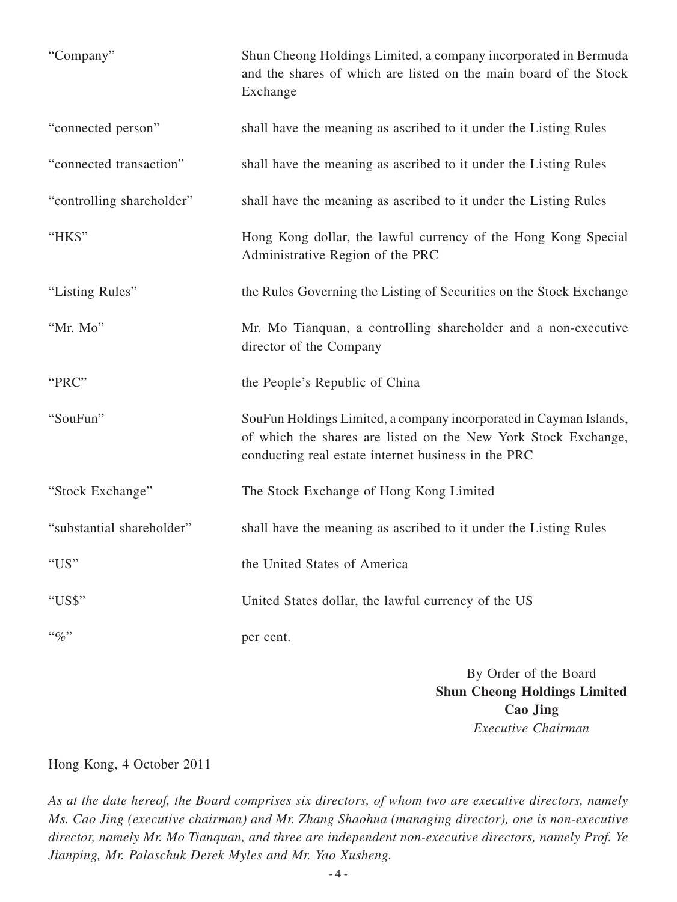| | |
|---|---|
| "Company" | Shun Cheong Holdings Limited, a company incorporated in Bermuda and the shares of which are listed on the main board of the Stock Exchange |
| "connected person" | shall have the meaning as ascribed to it under the Listing Rules |
| "connected transaction" | shall have the meaning as ascribed to it under the Listing Rules |
| "controlling shareholder" | shall have the meaning as ascribed to it under the Listing Rules |
| "HK$" | Hong Kong dollar, the lawful currency of the Hong Kong Special Administrative Region of the PRC |
| "Listing Rules" | the Rules Governing the Listing of Securities on the Stock Exchange |
| "Mr. Mo" | Mr. Mo Tianquan, a controlling shareholder and a non-executive director of the Company |
| "PRC" | the People's Republic of China |
| "SouFun" | SouFun Holdings Limited, a company incorporated in Cayman Islands, of which the shares are listed on the New York Stock Exchange, conducting real estate internet business in the PRC |
| "Stock Exchange" | The Stock Exchange of Hong Kong Limited |
| "substantial shareholder" | shall have the meaning as ascribed to it under the Listing Rules |
| "US" | the United States of America |
| "US$" | United States dollar, the lawful currency of the US |
| "%" | per cent. |

By Order of the Board
**Shun Cheong Holdings Limited**
**Cao Jing**
*Executive Chairman*

Hong Kong, 4 October 2011

*As at the date hereof, the Board comprises six directors, of whom two are executive directors, namely Ms. Cao Jing (executive chairman) and Mr. Zhang Shaohua (managing director), one is non-executive director, namely Mr. Mo Tianquan, and three are independent non-executive directors, namely Prof. Ye Jianping, Mr. Palaschuk Derek Myles and Mr. Yao Xusheng.*